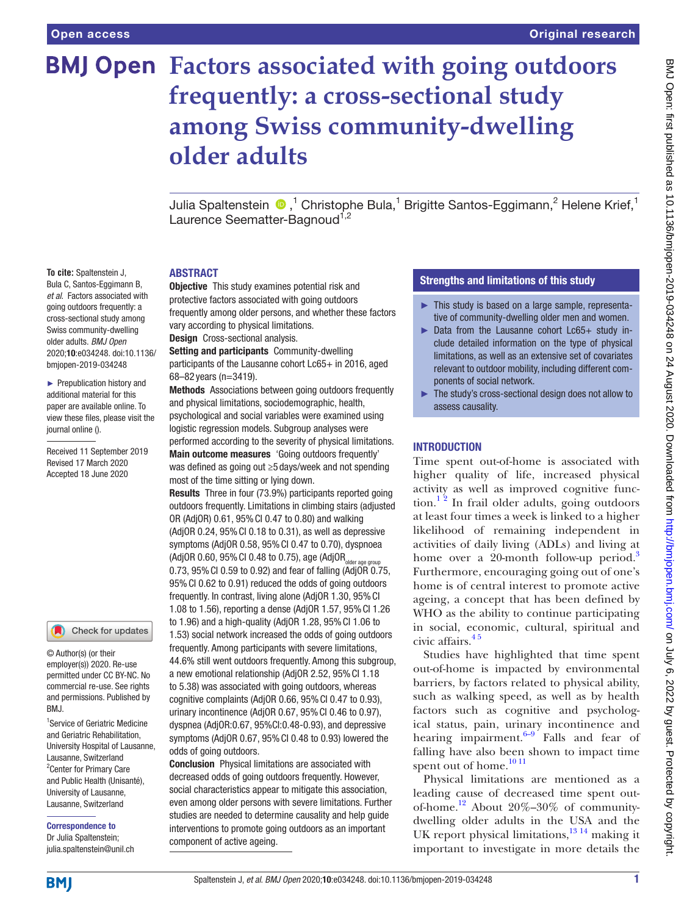# Factors associated with going outdoors frequently: a cross-sectional study among Swiss community-dwelling older adults

Julia Spaltenstein ,[1] Christophe Bula,[1] Brigitte Santos-Eggimann,[2] Helene Krief,[1] Laurence Seematter-Bagnoud[1,2]

**To cite:** Spaltenstein J, Bula C, Santos-Eggimann B, *et al*. Factors associated with going outdoors frequently: a cross-sectional study among Swiss community-dwelling older adults. *BMJ Open* 2020;**10**:e034248. doi:10.1136/bmjopen-2019-034248

► Prepublication history and additional material for this paper are available online. To view these files, please visit the journal online ().

Received 11 September 2019
Revised 17 March 2020
Accepted 18 June 2020

© Author(s) (or their employer(s)) 2020. Re-use permitted under CC BY-NC. No commercial re-use. See rights and permissions. Published by BMJ.

[1]Service of Geriatric Medicine and Geriatric Rehabilitation, University Hospital of Lausanne, Lausanne, Switzerland
[2]Center for Primary Care and Public Health (Unisanté), University of Lausanne, Lausanne, Switzerland

**Correspondence to**
Dr Julia Spaltenstein; julia.spaltenstein@unil.ch

## ABSTRACT

**Objective** This study examines potential risk and protective factors associated with going outdoors frequently among older persons, and whether these factors vary according to physical limitations.

**Design** Cross-sectional analysis.

**Setting and participants** Community-dwelling participants of the Lausanne cohort Lc65+ in 2016, aged 68–82 years (n=3419).

**Methods** Associations between going outdoors frequently and physical limitations, sociodemographic, health, psychological and social variables were examined using logistic regression models. Subgroup analyses were performed according to the severity of physical limitations.

**Main outcome measures** 'Going outdoors frequently' was defined as going out ≥5 days/week and not spending most of the time sitting or lying down.

**Results** Three in four (73.9%) participants reported going outdoors frequently. Limitations in climbing stairs (adjusted OR (AdjOR) 0.61, 95% CI 0.47 to 0.80) and walking (AdjOR 0.24, 95% CI 0.18 to 0.31), as well as depressive symptoms (AdjOR 0.58, 95% CI 0.47 to 0.70), dyspnoea (AdjOR 0.60, 95% CI 0.48 to 0.75), age ($AdjOR_{older\ age\ group}$ 0.73, 95% CI 0.59 to 0.92) and fear of falling (AdjOR 0.75, 95% CI 0.62 to 0.91) reduced the odds of going outdoors frequently. In contrast, living alone (AdjOR 1.30, 95% CI 1.08 to 1.56), reporting a dense (AdjOR 1.57, 95% CI 1.26 to 1.96) and a high-quality (AdjOR 1.28, 95% CI 1.06 to 1.53) social network increased the odds of going outdoors frequently. Among participants with severe limitations, 44.6% still went outdoors frequently. Among this subgroup, a new emotional relationship (AdjOR 2.52, 95% CI 1.18 to 5.38) was associated with going outdoors, whereas cognitive complaints (AdjOR 0.66, 95% CI 0.47 to 0.93), urinary incontinence (AdjOR 0.67, 95% CI 0.46 to 0.97), dyspnea (AdjOR:0.67, 95%CI:0.48-0.93), and depressive symptoms (AdjOR 0.67, 95% CI 0.48 to 0.93) lowered the odds of going outdoors.

**Conclusion** Physical limitations are associated with decreased odds of going outdoors frequently. However, social characteristics appear to mitigate this association, even among older persons with severe limitations. Further studies are needed to determine causality and help guide interventions to promote going outdoors as an important component of active ageing.

## Strengths and limitations of this study

- ► This study is based on a large sample, representative of community-dwelling older men and women.
- ► Data from the Lausanne cohort Lc65+ study include detailed information on the type of physical limitations, as well as an extensive set of covariates relevant to outdoor mobility, including different components of social network.
- ► The study's cross-sectional design does not allow to assess causality.

## INTRODUCTION

Time spent out-of-home is associated with higher quality of life, increased physical activity as well as improved cognitive function.[1 2] In frail older adults, going outdoors at least four times a week is linked to a higher likelihood of remaining independent in activities of daily living (ADLs) and living at home over a 20-month follow-up period.[3] Furthermore, encouraging going out of one's home is of central interest to promote active ageing, a concept that has been defined by WHO as the ability to continue participating in social, economic, cultural, spiritual and civic affairs.[4 5]

Studies have highlighted that time spent out-of-home is impacted by environmental barriers, by factors related to physical ability, such as walking speed, as well as by health factors such as cognitive and psychological status, pain, urinary incontinence and hearing impairment.[6–9] Falls and fear of falling have also been shown to impact time spent out of home.[10 11]

Physical limitations are mentioned as a leading cause of decreased time spent out-of-home.[12] About 20%–30% of community-dwelling older adults in the USA and the UK report physical limitations,[13 14] making it important to investigate in more details the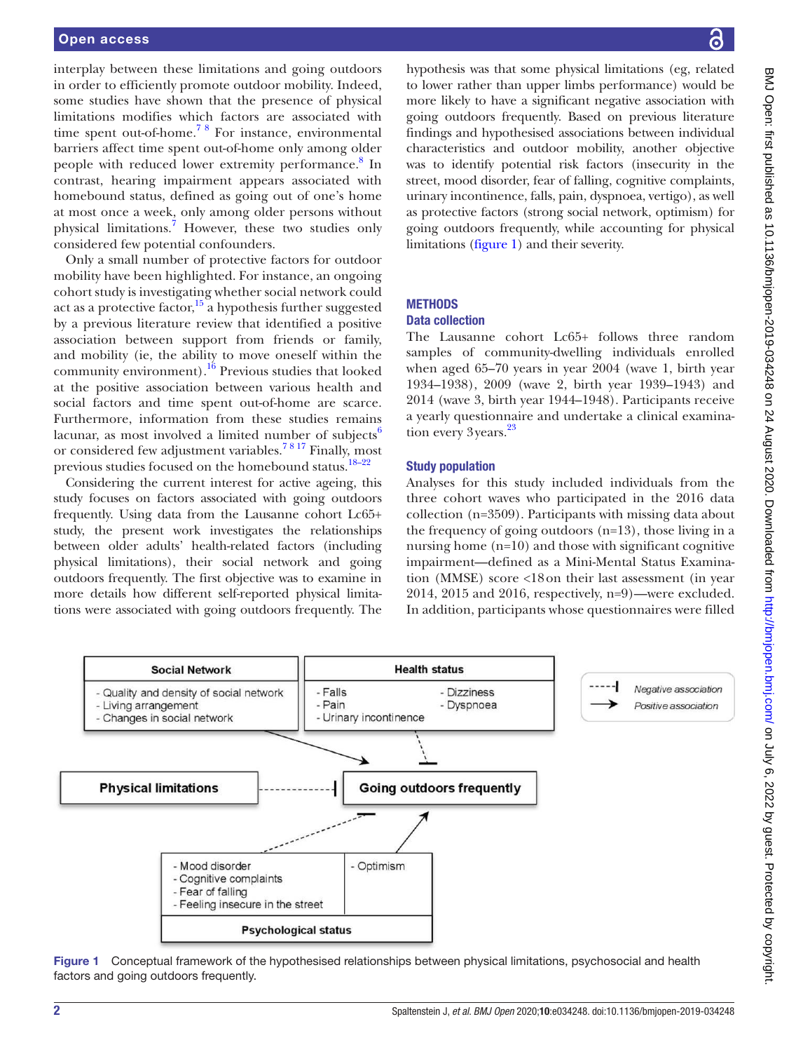interplay between these limitations and going outdoors in order to efficiently promote outdoor mobility. Indeed, some studies have shown that the presence of physical limitations modifies which factors are associated with time spent out-of-home.[7 8] For instance, environmental barriers affect time spent out-of-home only among older people with reduced lower extremity performance.[8] In contrast, hearing impairment appears associated with homebound status, defined as going out of one's home at most once a week, only among older persons without physical limitations.[7] However, these two studies only considered few potential confounders.

Only a small number of protective factors for outdoor mobility have been highlighted. For instance, an ongoing cohort study is investigating whether social network could act as a protective factor,[15] a hypothesis further suggested by a previous literature review that identified a positive association between support from friends or family, and mobility (ie, the ability to move oneself within the community environment).[16] Previous studies that looked at the positive association between various health and social factors and time spent out-of-home are scarce. Furthermore, information from these studies remains lacunar, as most involved a limited number of subjects[6] or considered few adjustment variables.[7 8 17] Finally, most previous studies focused on the homebound status.[18–22]

Considering the current interest for active ageing, this study focuses on factors associated with going outdoors frequently. Using data from the Lausanne cohort Lc65+ study, the present work investigates the relationships between older adults' health-related factors (including physical limitations), their social network and going outdoors frequently. The first objective was to examine in more details how different self-reported physical limitations were associated with going outdoors frequently. The hypothesis was that some physical limitations (eg, related to lower rather than upper limbs performance) would be more likely to have a significant negative association with going outdoors frequently. Based on previous literature findings and hypothesised associations between individual characteristics and outdoor mobility, another objective was to identify potential risk factors (insecurity in the street, mood disorder, fear of falling, cognitive complaints, urinary incontinence, falls, pain, dyspnoea, vertigo), as well as protective factors (strong social network, optimism) for going outdoors frequently, while accounting for physical limitations (figure 1) and their severity.

## METHODS

### Data collection

The Lausanne cohort Lc65+ follows three random samples of community-dwelling individuals enrolled when aged 65–70 years in year 2004 (wave 1, birth year 1934–1938), 2009 (wave 2, birth year 1939–1943) and 2014 (wave 3, birth year 1944–1948). Participants receive a yearly questionnaire and undertake a clinical examination every 3 years.[23]

### Study population

Analyses for this study included individuals from the three cohort waves who participated in the 2016 data collection (n=3509). Participants with missing data about the frequency of going outdoors (n=13), those living in a nursing home (n=10) and those with significant cognitive impairment—defined as a Mini-Mental Status Examination (MMSE) score <18 on their last assessment (in year 2014, 2015 and 2016, respectively, n=9)—were excluded. In addition, participants whose questionnaires were filled

**Social Network**
- Quality and density of social network
- Living arrangement
- Changes in social network

**Health status**
- Falls
- Pain
- Urinary incontinence
- Dizziness
- Dyspnoea

**Physical limitations**

**Going outdoors frequently**

**Psychological status**
- Mood disorder
- Cognitive complaints
- Fear of falling
- Feeling insecure in the street
- Optimism

Negative association / Positive association

Figure 1 Conceptual framework of the hypothesised relationships between physical limitations, psychosocial and health factors and going outdoors frequently.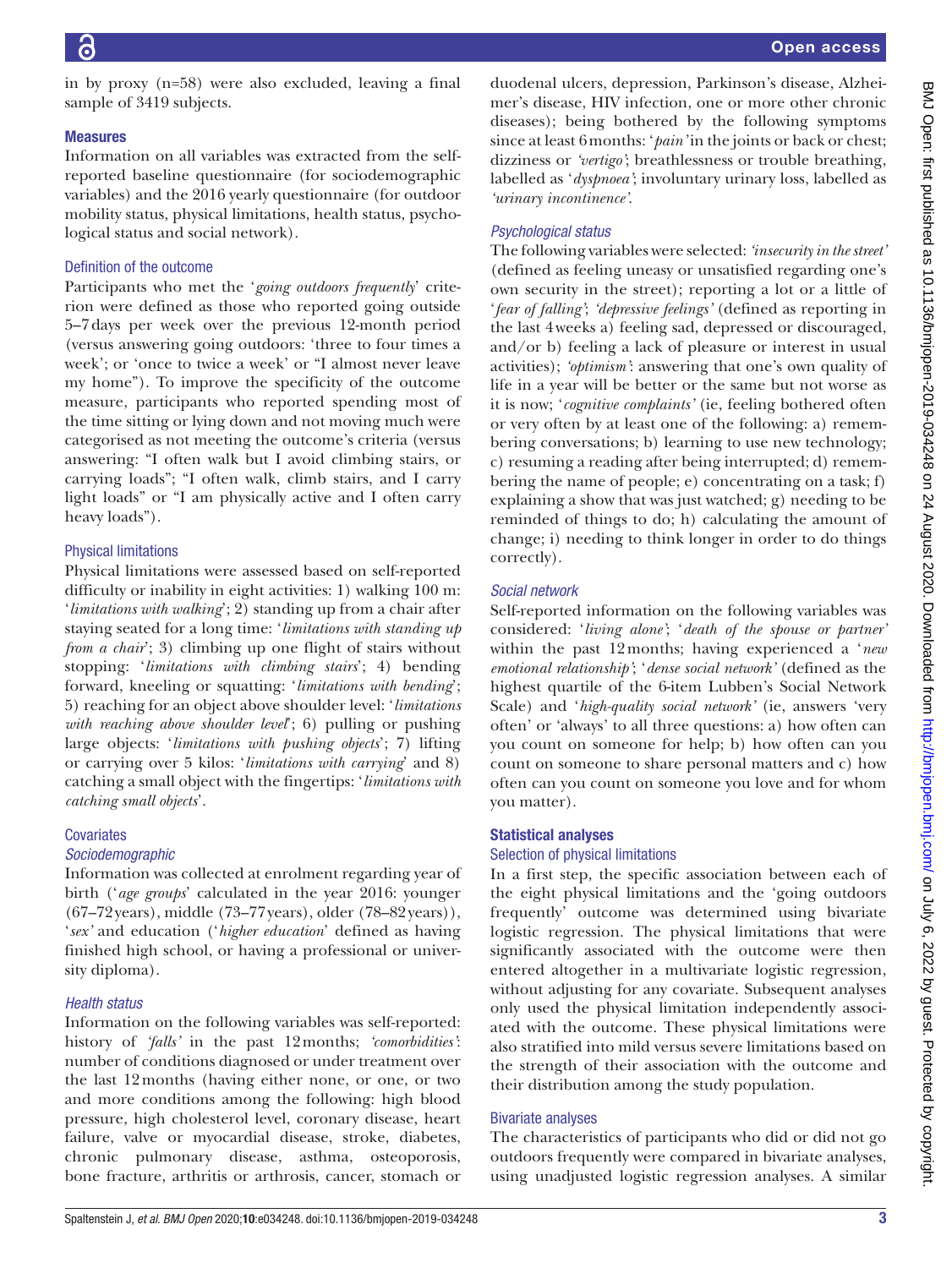in by proxy (n=58) were also excluded, leaving a final sample of 3419 subjects.

## Measures

Information on all variables was extracted from the self-reported baseline questionnaire (for sociodemographic variables) and the 2016 yearly questionnaire (for outdoor mobility status, physical limitations, health status, psychological status and social network).

### Definition of the outcome

Participants who met the '*going outdoors frequently*' criterion were defined as those who reported going outside 5–7 days per week over the previous 12-month period (versus answering going outdoors: 'three to four times a week'; or 'once to twice a week' or "I almost never leave my home"). To improve the specificity of the outcome measure, participants who reported spending most of the time sitting or lying down and not moving much were categorised as not meeting the outcome's criteria (versus answering: "I often walk but I avoid climbing stairs, or carrying loads"; "I often walk, climb stairs, and I carry light loads" or "I am physically active and I often carry heavy loads").

### Physical limitations

Physical limitations were assessed based on self-reported difficulty or inability in eight activities: 1) walking 100 m: '*limitations with walking*'; 2) standing up from a chair after staying seated for a long time: '*limitations with standing up from a chair*'; 3) climbing up one flight of stairs without stopping: '*limitations with climbing stairs*'; 4) bending forward, kneeling or squatting: '*limitations with bending*'; 5) reaching for an object above shoulder level: '*limitations with reaching above shoulder level*'; 6) pulling or pushing large objects: '*limitations with pushing objects*'; 7) lifting or carrying over 5 kilos: '*limitations with carrying*' and 8) catching a small object with the fingertips: '*limitations with catching small objects*'.

### Covariates

#### *Sociodemographic*

Information was collected at enrolment regarding year of birth ('*age groups*' calculated in the year 2016: younger (67–72 years), middle (73–77 years), older (78–82 years)), '*sex*' and education ('*higher education*' defined as having finished high school, or having a professional or university diploma).

#### *Health status*

Information on the following variables was self-reported: history of *'falls'* in the past 12 months; *'comorbidities'*: number of conditions diagnosed or under treatment over the last 12 months (having either none, or one, or two and more conditions among the following: high blood pressure, high cholesterol level, coronary disease, heart failure, valve or myocardial disease, stroke, diabetes, chronic pulmonary disease, asthma, osteoporosis, bone fracture, arthritis or arthrosis, cancer, stomach or duodenal ulcers, depression, Parkinson's disease, Alzheimer's disease, HIV infection, one or more other chronic diseases); being bothered by the following symptoms since at least 6 months: '*pain'* in the joints or back or chest; dizziness or *'vertigo'*; breathlessness or trouble breathing, labelled as '*dyspnoea'*; involuntary urinary loss, labelled as *'urinary incontinence'*.

#### *Psychological status*

The following variables were selected: *'insecurity in the street'* (defined as feeling uneasy or unsatisfied regarding one's own security in the street); reporting a lot or a little of '*fear of falling*'; *'depressive feelings'* (defined as reporting in the last 4 weeks a) feeling sad, depressed or discouraged, and/or b) feeling a lack of pleasure or interest in usual activities); *'optimism'*: answering that one's own quality of life in a year will be better or the same but not worse as it is now; '*cognitive complaints'* (ie, feeling bothered often or very often by at least one of the following: a) remembering conversations; b) learning to use new technology; c) resuming a reading after being interrupted; d) remembering the name of people; e) concentrating on a task; f) explaining a show that was just watched; g) needing to be reminded of things to do; h) calculating the amount of change; i) needing to think longer in order to do things correctly).

#### *Social network*

Self-reported information on the following variables was considered: '*living alone*'; '*death of the spouse or partner'* within the past 12 months; having experienced a '*new emotional relationship*'; '*dense social network'* (defined as the highest quartile of the 6-item Lubben's Social Network Scale) and '*high-quality social network'* (ie, answers 'very often' or 'always' to all three questions: a) how often can you count on someone for help; b) how often can you count on someone to share personal matters and c) how often can you count on someone you love and for whom you matter).

## Statistical analyses

### Selection of physical limitations

In a first step, the specific association between each of the eight physical limitations and the 'going outdoors frequently' outcome was determined using bivariate logistic regression. The physical limitations that were significantly associated with the outcome were then entered altogether in a multivariate logistic regression, without adjusting for any covariate. Subsequent analyses only used the physical limitation independently associated with the outcome. These physical limitations were also stratified into mild versus severe limitations based on the strength of their association with the outcome and their distribution among the study population.

### Bivariate analyses

The characteristics of participants who did or did not go outdoors frequently were compared in bivariate analyses, using unadjusted logistic regression analyses. A similar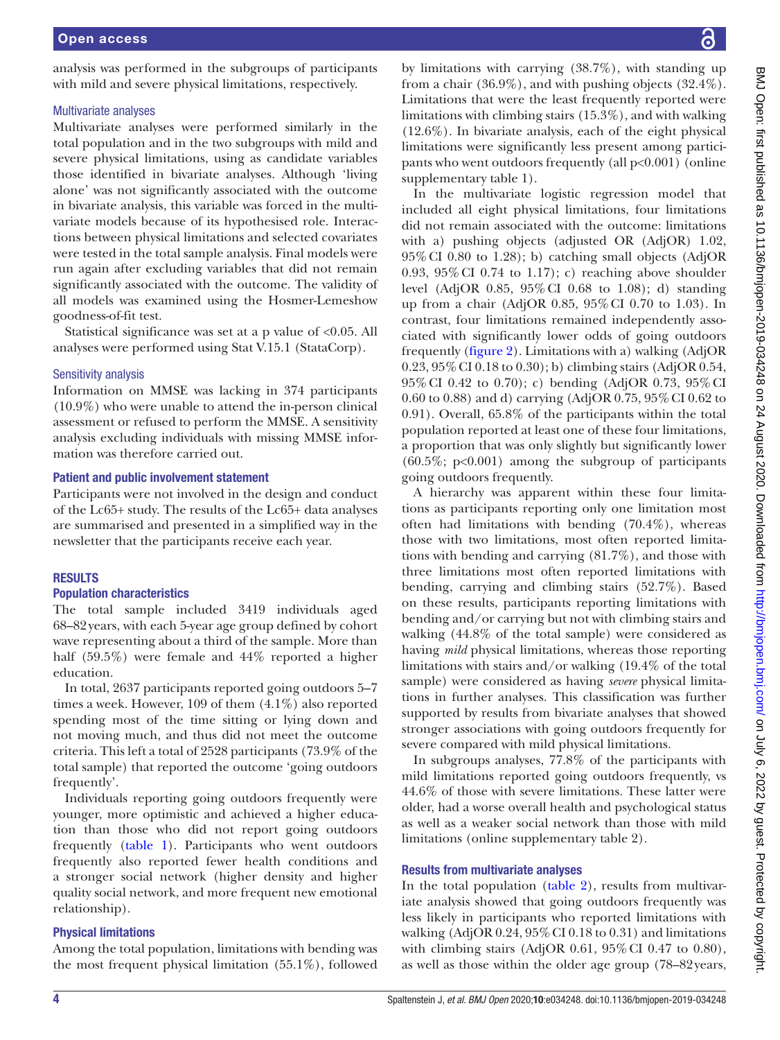analysis was performed in the subgroups of participants with mild and severe physical limitations, respectively.

### Multivariate analyses

Multivariate analyses were performed similarly in the total population and in the two subgroups with mild and severe physical limitations, using as candidate variables those identified in bivariate analyses. Although 'living alone' was not significantly associated with the outcome in bivariate analysis, this variable was forced in the multivariate models because of its hypothesised role. Interactions between physical limitations and selected covariates were tested in the total sample analysis. Final models were run again after excluding variables that did not remain significantly associated with the outcome. The validity of all models was examined using the Hosmer-Lemeshow goodness-of-fit test.

Statistical significance was set at a p value of <0.05. All analyses were performed using Stat V.15.1 (StataCorp).

### Sensitivity analysis

Information on MMSE was lacking in 374 participants (10.9%) who were unable to attend the in-person clinical assessment or refused to perform the MMSE. A sensitivity analysis excluding individuals with missing MMSE information was therefore carried out.

### Patient and public involvement statement

Participants were not involved in the design and conduct of the Lc65+ study. The results of the Lc65+ data analyses are summarised and presented in a simplified way in the newsletter that the participants receive each year.

## RESULTS

### Population characteristics

The total sample included 3419 individuals aged 68–82 years, with each 5-year age group defined by cohort wave representing about a third of the sample. More than half (59.5%) were female and 44% reported a higher education.

In total, 2637 participants reported going outdoors 5–7 times a week. However, 109 of them (4.1%) also reported spending most of the time sitting or lying down and not moving much, and thus did not meet the outcome criteria. This left a total of 2528 participants (73.9% of the total sample) that reported the outcome 'going outdoors frequently'.

Individuals reporting going outdoors frequently were younger, more optimistic and achieved a higher education than those who did not report going outdoors frequently (table 1). Participants who went outdoors frequently also reported fewer health conditions and a stronger social network (higher density and higher quality social network, and more frequent new emotional relationship).

### Physical limitations

Among the total population, limitations with bending was the most frequent physical limitation (55.1%), followed by limitations with carrying (38.7%), with standing up from a chair (36.9%), and with pushing objects (32.4%). Limitations that were the least frequently reported were limitations with climbing stairs (15.3%), and with walking (12.6%). In bivariate analysis, each of the eight physical limitations were significantly less present among participants who went outdoors frequently (all p<0.001) (online supplementary table 1).

In the multivariate logistic regression model that included all eight physical limitations, four limitations did not remain associated with the outcome: limitations with a) pushing objects (adjusted OR (AdjOR) 1.02, 95% CI 0.80 to 1.28); b) catching small objects (AdjOR 0.93, 95% CI 0.74 to 1.17); c) reaching above shoulder level (AdjOR 0.85, 95% CI 0.68 to 1.08); d) standing up from a chair (AdjOR 0.85, 95% CI 0.70 to 1.03). In contrast, four limitations remained independently associated with significantly lower odds of going outdoors frequently (figure 2). Limitations with a) walking (AdjOR 0.23, 95% CI 0.18 to 0.30); b) climbing stairs (AdjOR 0.54, 95% CI 0.42 to 0.70); c) bending (AdjOR 0.73, 95% CI 0.60 to 0.88) and d) carrying (AdjOR 0.75, 95% CI 0.62 to 0.91). Overall, 65.8% of the participants within the total population reported at least one of these four limitations, a proportion that was only slightly but significantly lower (60.5%; p<0.001) among the subgroup of participants going outdoors frequently.

A hierarchy was apparent within these four limitations as participants reporting only one limitation most often had limitations with bending (70.4%), whereas those with two limitations, most often reported limitations with bending and carrying (81.7%), and those with three limitations most often reported limitations with bending, carrying and climbing stairs (52.7%). Based on these results, participants reporting limitations with bending and/or carrying but not with climbing stairs and walking (44.8% of the total sample) were considered as having *mild* physical limitations, whereas those reporting limitations with stairs and/or walking (19.4% of the total sample) were considered as having *severe* physical limitations in further analyses. This classification was further supported by results from bivariate analyses that showed stronger associations with going outdoors frequently for severe compared with mild physical limitations.

In subgroups analyses, 77.8% of the participants with mild limitations reported going outdoors frequently, vs 44.6% of those with severe limitations. These latter were older, had a worse overall health and psychological status as well as a weaker social network than those with mild limitations (online supplementary table 2).

### Results from multivariate analyses

In the total population (table 2), results from multivariate analysis showed that going outdoors frequently was less likely in participants who reported limitations with walking (AdjOR 0.24, 95% CI 0.18 to 0.31) and limitations with climbing stairs (AdjOR 0.61, 95% CI 0.47 to 0.80), as well as those within the older age group (78–82 years,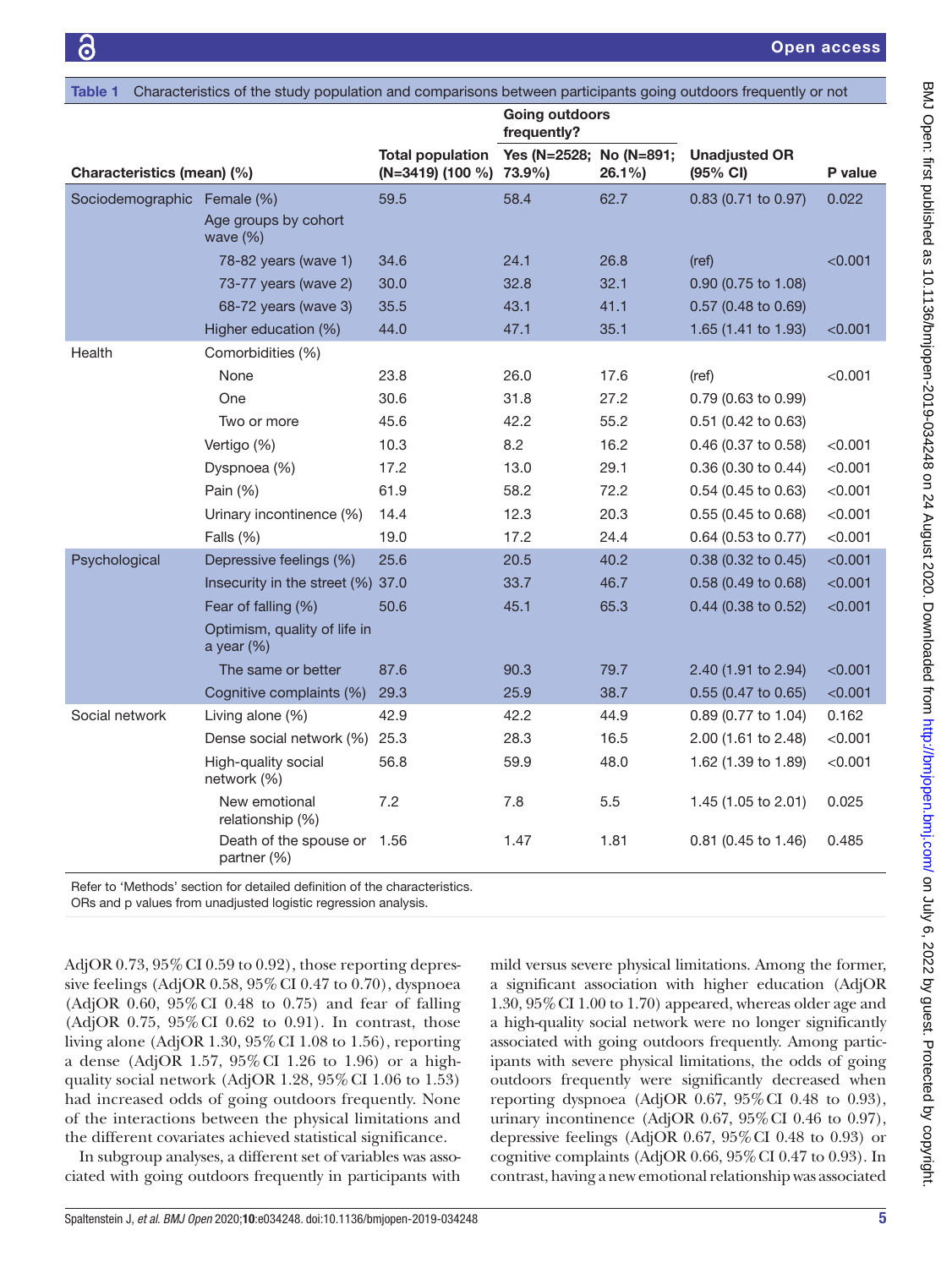Table 1 Characteristics of the study population and comparisons between participants going outdoors frequently or not

| Characteristics (mean) (%) | | Total population (N=3419) (100 %) | Going outdoors frequently? Yes (N=2528; 73.9%) | No (N=891; 26.1%) | Unadjusted OR (95% CI) | P value |
|---|---|---|---|---|---|---|
| Sociodemographic | Female (%) | 59.5 | 58.4 | 62.7 | 0.83 (0.71 to 0.97) | 0.022 |
| | Age groups by cohort wave (%) | | | | | |
| | 78-82 years (wave 1) | 34.6 | 24.1 | 26.8 | (ref) | <0.001 |
| | 73-77 years (wave 2) | 30.0 | 32.8 | 32.1 | 0.90 (0.75 to 1.08) | |
| | 68-72 years (wave 3) | 35.5 | 43.1 | 41.1 | 0.57 (0.48 to 0.69) | |
| | Higher education (%) | 44.0 | 47.1 | 35.1 | 1.65 (1.41 to 1.93) | <0.001 |
| Health | Comorbidities (%) | | | | | |
| | None | 23.8 | 26.0 | 17.6 | (ref) | <0.001 |
| | One | 30.6 | 31.8 | 27.2 | 0.79 (0.63 to 0.99) | |
| | Two or more | 45.6 | 42.2 | 55.2 | 0.51 (0.42 to 0.63) | |
| | Vertigo (%) | 10.3 | 8.2 | 16.2 | 0.46 (0.37 to 0.58) | <0.001 |
| | Dyspnoea (%) | 17.2 | 13.0 | 29.1 | 0.36 (0.30 to 0.44) | <0.001 |
| | Pain (%) | 61.9 | 58.2 | 72.2 | 0.54 (0.45 to 0.63) | <0.001 |
| | Urinary incontinence (%) | 14.4 | 12.3 | 20.3 | 0.55 (0.45 to 0.68) | <0.001 |
| | Falls (%) | 19.0 | 17.2 | 24.4 | 0.64 (0.53 to 0.77) | <0.001 |
| Psychological | Depressive feelings (%) | 25.6 | 20.5 | 40.2 | 0.38 (0.32 to 0.45) | <0.001 |
| | Insecurity in the street (%) | 37.0 | 33.7 | 46.7 | 0.58 (0.49 to 0.68) | <0.001 |
| | Fear of falling (%) | 50.6 | 45.1 | 65.3 | 0.44 (0.38 to 0.52) | <0.001 |
| | Optimism, quality of life in a year (%) | | | | | |
| | The same or better | 87.6 | 90.3 | 79.7 | 2.40 (1.91 to 2.94) | <0.001 |
| | Cognitive complaints (%) | 29.3 | 25.9 | 38.7 | 0.55 (0.47 to 0.65) | <0.001 |
| Social network | Living alone (%) | 42.9 | 42.2 | 44.9 | 0.89 (0.77 to 1.04) | 0.162 |
| | Dense social network (%) | 25.3 | 28.3 | 16.5 | 2.00 (1.61 to 2.48) | <0.001 |
| | High-quality social network (%) | 56.8 | 59.9 | 48.0 | 1.62 (1.39 to 1.89) | <0.001 |
| | New emotional relationship (%) | 7.2 | 7.8 | 5.5 | 1.45 (1.05 to 2.01) | 0.025 |
| | Death of the spouse or partner (%) | 1.56 | 1.47 | 1.81 | 0.81 (0.45 to 1.46) | 0.485 |

Refer to 'Methods' section for detailed definition of the characteristics.
ORs and p values from unadjusted logistic regression analysis.

AdjOR 0.73, 95% CI 0.59 to 0.92), those reporting depressive feelings (AdjOR 0.58, 95% CI 0.47 to 0.70), dyspnoea (AdjOR 0.60, 95% CI 0.48 to 0.75) and fear of falling (AdjOR 0.75, 95% CI 0.62 to 0.91). In contrast, those living alone (AdjOR 1.30, 95% CI 1.08 to 1.56), reporting a dense (AdjOR 1.57, 95% CI 1.26 to 1.96) or a high-quality social network (AdjOR 1.28, 95% CI 1.06 to 1.53) had increased odds of going outdoors frequently. None of the interactions between the physical limitations and the different covariates achieved statistical significance.

In subgroup analyses, a different set of variables was associated with going outdoors frequently in participants with mild versus severe physical limitations. Among the former, a significant association with higher education (AdjOR 1.30, 95% CI 1.00 to 1.70) appeared, whereas older age and a high-quality social network were no longer significantly associated with going outdoors frequently. Among participants with severe physical limitations, the odds of going outdoors frequently were significantly decreased when reporting dyspnoea (AdjOR 0.67, 95% CI 0.48 to 0.93), urinary incontinence (AdjOR 0.67, 95% CI 0.46 to 0.97), depressive feelings (AdjOR 0.67, 95% CI 0.48 to 0.93) or cognitive complaints (AdjOR 0.66, 95% CI 0.47 to 0.93). In contrast, having a new emotional relationship was associated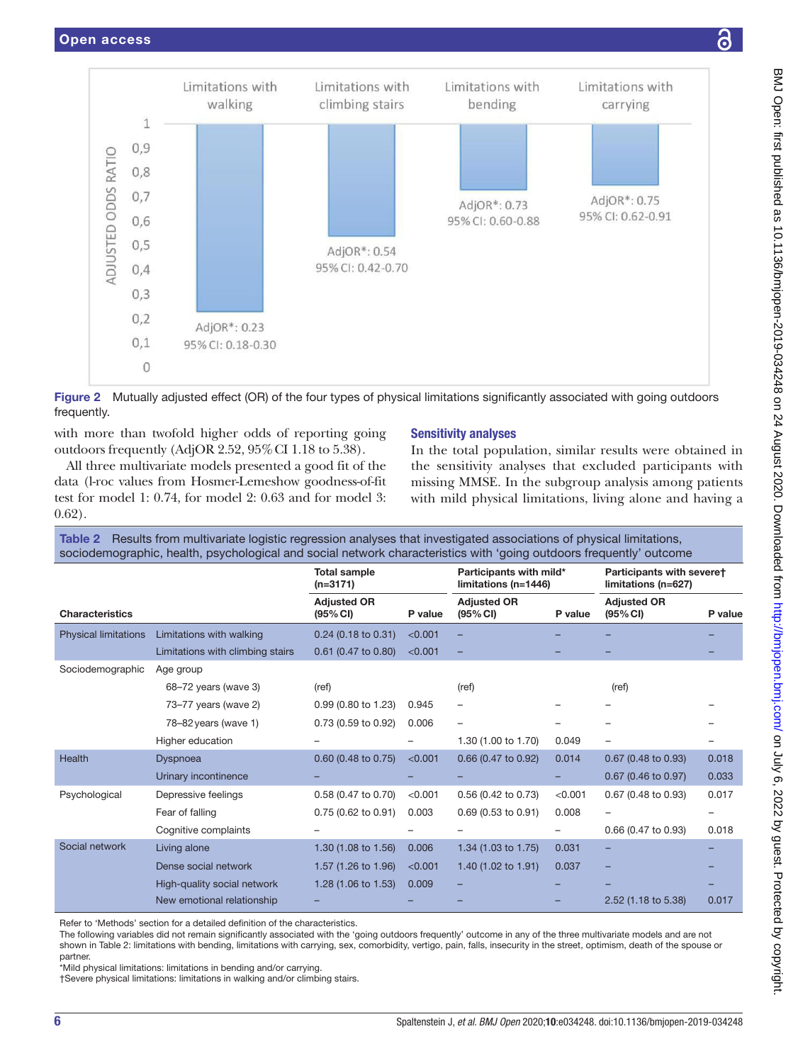Figure 2 Mutually adjusted effect (OR) of the four types of physical limitations significantly associated with going outdoors frequently.

with more than twofold higher odds of reporting going outdoors frequently (AdjOR 2.52, 95% CI 1.18 to 5.38).

All three multivariate models presented a good fit of the data (l-roc values from Hosmer-Lemeshow goodness-of-fit test for model 1: 0.74, for model 2: 0.63 and for model 3: 0.62).

## Sensitivity analyses

In the total population, similar results were obtained in the sensitivity analyses that excluded participants with missing MMSE. In the subgroup analysis among patients with mild physical limitations, living alone and having a

**Table 2** Results from multivariate logistic regression analyses that investigated associations of physical limitations, sociodemographic, health, psychological and social network characteristics with 'going outdoors frequently' outcome

| Characteristics | | Total sample (n=3171) | | Participants with mild* limitations (n=1446) | | Participants with severe† limitations (n=627) | |
|---|---|---|---|---|---|---|---|
| | | Adjusted OR (95% CI) | P value | Adjusted OR (95% CI) | P value | Adjusted OR (95% CI) | P value |
| Physical limitations | Limitations with walking | 0.24 (0.18 to 0.31) | <0.001 | – | – | – | – |
| | Limitations with climbing stairs | 0.61 (0.47 to 0.80) | <0.001 | – | – | – | – |
| Sociodemographic | Age group | | | | | | |
| | 68–72 years (wave 3) | (ref) | | (ref) | | (ref) | |
| | 73–77 years (wave 2) | 0.99 (0.80 to 1.23) | 0.945 | – | – | – | – |
| | 78–82 years (wave 1) | 0.73 (0.59 to 0.92) | 0.006 | – | – | – | – |
| | Higher education | – | – | 1.30 (1.00 to 1.70) | 0.049 | – | – |
| Health | Dyspnoea | 0.60 (0.48 to 0.75) | <0.001 | 0.66 (0.47 to 0.92) | 0.014 | 0.67 (0.48 to 0.93) | 0.018 |
| | Urinary incontinence | – | – | – | – | 0.67 (0.46 to 0.97) | 0.033 |
| Psychological | Depressive feelings | 0.58 (0.47 to 0.70) | <0.001 | 0.56 (0.42 to 0.73) | <0.001 | 0.67 (0.48 to 0.93) | 0.017 |
| | Fear of falling | 0.75 (0.62 to 0.91) | 0.003 | 0.69 (0.53 to 0.91) | 0.008 | – | – |
| | Cognitive complaints | – | – | – | – | 0.66 (0.47 to 0.93) | 0.018 |
| Social network | Living alone | 1.30 (1.08 to 1.56) | 0.006 | 1.34 (1.03 to 1.75) | 0.031 | – | – |
| | Dense social network | 1.57 (1.26 to 1.96) | <0.001 | 1.40 (1.02 to 1.91) | 0.037 | – | – |
| | High-quality social network | 1.28 (1.06 to 1.53) | 0.009 | – | – | – | – |
| | New emotional relationship | – | – | – | – | 2.52 (1.18 to 5.38) | 0.017 |

Refer to 'Methods' section for a detailed definition of the characteristics.
The following variables did not remain significantly associated with the 'going outdoors frequently' outcome in any of the three multivariate models and are not shown in Table 2: limitations with bending, limitations with carrying, sex, comorbidity, vertigo, pain, falls, insecurity in the street, optimism, death of the spouse or partner.
*Mild physical limitations: limitations in bending and/or carrying.
†Severe physical limitations: limitations in walking and/or climbing stairs.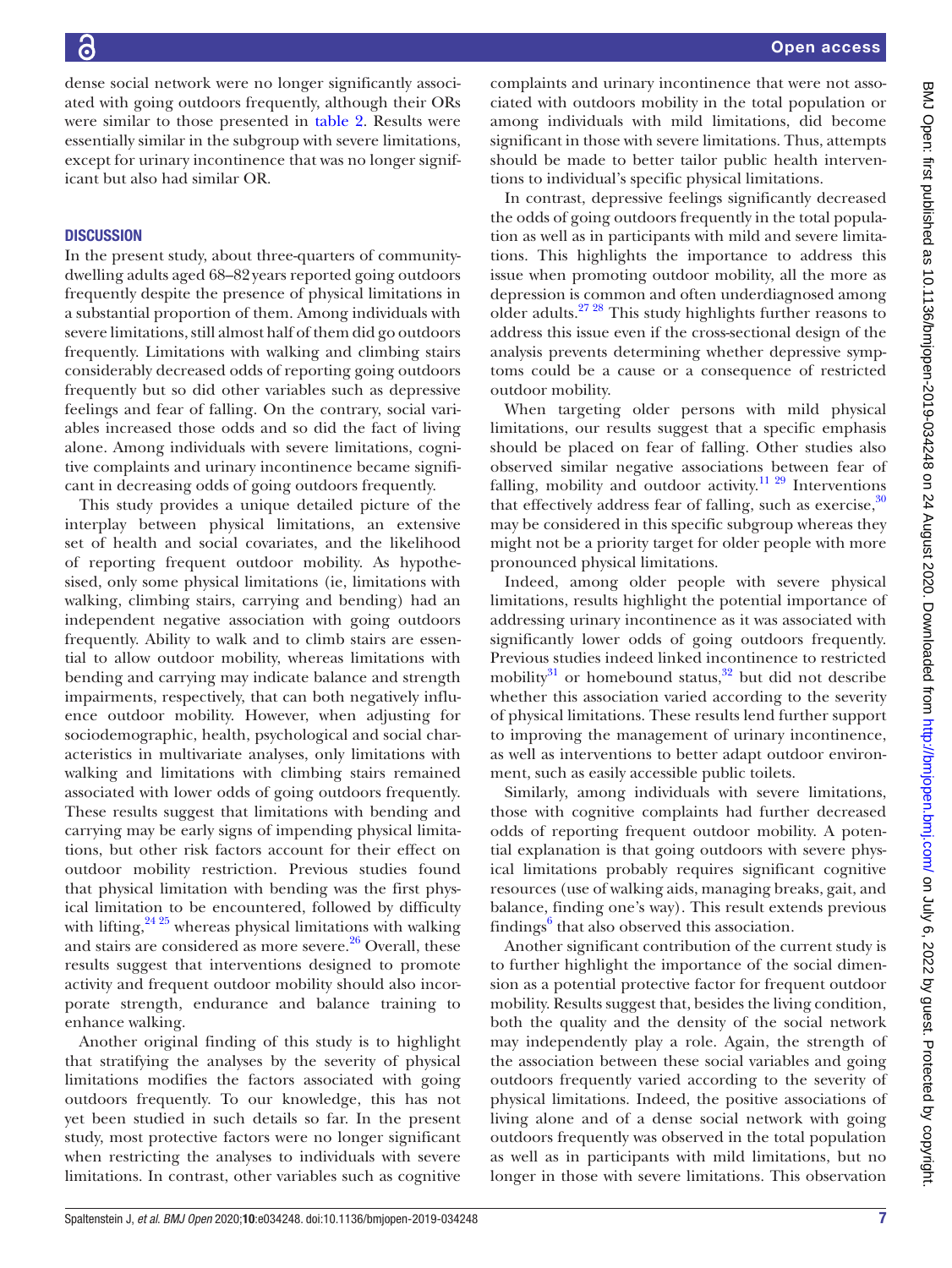dense social network were no longer significantly associated with going outdoors frequently, although their ORs were similar to those presented in table 2. Results were essentially similar in the subgroup with severe limitations, except for urinary incontinence that was no longer significant but also had similar OR.

## DISCUSSION

In the present study, about three-quarters of community-dwelling adults aged 68–82 years reported going outdoors frequently despite the presence of physical limitations in a substantial proportion of them. Among individuals with severe limitations, still almost half of them did go outdoors frequently. Limitations with walking and climbing stairs considerably decreased odds of reporting going outdoors frequently but so did other variables such as depressive feelings and fear of falling. On the contrary, social variables increased those odds and so did the fact of living alone. Among individuals with severe limitations, cognitive complaints and urinary incontinence became significant in decreasing odds of going outdoors frequently.

This study provides a unique detailed picture of the interplay between physical limitations, an extensive set of health and social covariates, and the likelihood of reporting frequent outdoor mobility. As hypothesised, only some physical limitations (ie, limitations with walking, climbing stairs, carrying and bending) had an independent negative association with going outdoors frequently. Ability to walk and to climb stairs are essential to allow outdoor mobility, whereas limitations with bending and carrying may indicate balance and strength impairments, respectively, that can both negatively influence outdoor mobility. However, when adjusting for sociodemographic, health, psychological and social characteristics in multivariate analyses, only limitations with walking and limitations with climbing stairs remained associated with lower odds of going outdoors frequently. These results suggest that limitations with bending and carrying may be early signs of impending physical limitations, but other risk factors account for their effect on outdoor mobility restriction. Previous studies found that physical limitation with bending was the first physical limitation to be encountered, followed by difficulty with lifting,[24 25] whereas physical limitations with walking and stairs are considered as more severe.[26] Overall, these results suggest that interventions designed to promote activity and frequent outdoor mobility should also incorporate strength, endurance and balance training to enhance walking.

Another original finding of this study is to highlight that stratifying the analyses by the severity of physical limitations modifies the factors associated with going outdoors frequently. To our knowledge, this has not yet been studied in such details so far. In the present study, most protective factors were no longer significant when restricting the analyses to individuals with severe limitations. In contrast, other variables such as cognitive complaints and urinary incontinence that were not associated with outdoors mobility in the total population or among individuals with mild limitations, did become significant in those with severe limitations. Thus, attempts should be made to better tailor public health interventions to individual's specific physical limitations.

In contrast, depressive feelings significantly decreased the odds of going outdoors frequently in the total population as well as in participants with mild and severe limitations. This highlights the importance to address this issue when promoting outdoor mobility, all the more as depression is common and often underdiagnosed among older adults.[27 28] This study highlights further reasons to address this issue even if the cross-sectional design of the analysis prevents determining whether depressive symptoms could be a cause or a consequence of restricted outdoor mobility.

When targeting older persons with mild physical limitations, our results suggest that a specific emphasis should be placed on fear of falling. Other studies also observed similar negative associations between fear of falling, mobility and outdoor activity.[11 29] Interventions that effectively address fear of falling, such as exercise,[30] may be considered in this specific subgroup whereas they might not be a priority target for older people with more pronounced physical limitations.

Indeed, among older people with severe physical limitations, results highlight the potential importance of addressing urinary incontinence as it was associated with significantly lower odds of going outdoors frequently. Previous studies indeed linked incontinence to restricted mobility[31] or homebound status,[32] but did not describe whether this association varied according to the severity of physical limitations. These results lend further support to improving the management of urinary incontinence, as well as interventions to better adapt outdoor environment, such as easily accessible public toilets.

Similarly, among individuals with severe limitations, those with cognitive complaints had further decreased odds of reporting frequent outdoor mobility. A potential explanation is that going outdoors with severe physical limitations probably requires significant cognitive resources (use of walking aids, managing breaks, gait, and balance, finding one's way). This result extends previous findings[6] that also observed this association.

Another significant contribution of the current study is to further highlight the importance of the social dimension as a potential protective factor for frequent outdoor mobility. Results suggest that, besides the living condition, both the quality and the density of the social network may independently play a role. Again, the strength of the association between these social variables and going outdoors frequently varied according to the severity of physical limitations. Indeed, the positive associations of living alone and of a dense social network with going outdoors frequently was observed in the total population as well as in participants with mild limitations, but no longer in those with severe limitations. This observation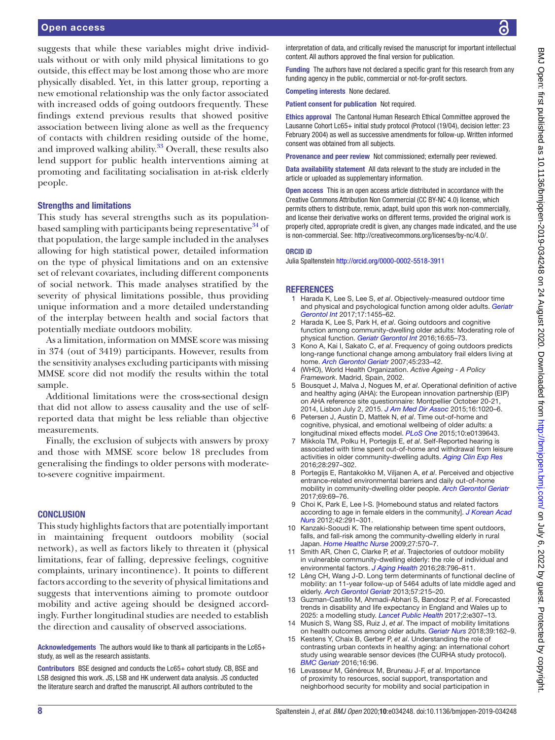suggests that while these variables might drive individuals without or with only mild physical limitations to go outside, this effect may be lost among those who are more physically disabled. Yet, in this latter group, reporting a new emotional relationship was the only factor associated with increased odds of going outdoors frequently. These findings extend previous results that showed positive association between living alone as well as the frequency of contacts with children residing outside of the home, and improved walking ability.[33] Overall, these results also lend support for public health interventions aiming at promoting and facilitating socialisation in at-risk elderly people.

### Strengths and limitations

This study has several strengths such as its population-based sampling with participants being representative[34] of that population, the large sample included in the analyses allowing for high statistical power, detailed information on the type of physical limitations and on an extensive set of relevant covariates, including different components of social network. This made analyses stratified by the severity of physical limitations possible, thus providing unique information and a more detailed understanding of the interplay between health and social factors that potentially mediate outdoors mobility.

As a limitation, information on MMSE score was missing in 374 (out of 3419) participants. However, results from the sensitivity analyses excluding participants with missing MMSE score did not modify the results within the total sample.

Additional limitations were the cross-sectional design that did not allow to assess causality and the use of self-reported data that might be less reliable than objective measurements.

Finally, the exclusion of subjects with answers by proxy and those with MMSE score below 18 precludes from generalising the findings to older persons with moderate-to-severe cognitive impairment.

## CONCLUSION

This study highlights factors that are potentially important in maintaining frequent outdoors mobility (social network), as well as factors likely to threaten it (physical limitations, fear of falling, depressive feelings, cognitive complaints, urinary incontinence). It points to different factors according to the severity of physical limitations and suggests that interventions aiming to promote outdoor mobility and active ageing should be designed accordingly. Further longitudinal studies are needed to establish the direction and causality of observed associations.

**Acknowledgements** The authors would like to thank all participants in the Lc65+ study, as well as the research assistants.

**Contributors** BSE designed and conducts the Lc65+ cohort study. CB, BSE and LSB designed this work. JS, LSB and HK underwent data analysis. JS conducted the literature search and drafted the manuscript. All authors contributed to the interpretation of data, and critically revised the manuscript for important intellectual content. All authors approved the final version for publication.

**Funding** The authors have not declared a specific grant for this research from any funding agency in the public, commercial or not-for-profit sectors.

**Competing interests** None declared.

**Patient consent for publication** Not required.

**Ethics approval** The Cantonal Human Research Ethical Committee approved the Lausanne Cohort Lc65+ initial study protocol (Protocol (19/04), decision letter: 23 February 2004) as well as successive amendments for follow-up. Written informed consent was obtained from all subjects.

**Provenance and peer review** Not commissioned; externally peer reviewed.

**Data availability statement** All data relevant to the study are included in the article or uploaded as supplementary information.

**Open access** This is an open access article distributed in accordance with the Creative Commons Attribution Non Commercial (CC BY-NC 4.0) license, which permits others to distribute, remix, adapt, build upon this work non-commercially, and license their derivative works on different terms, provided the original work is properly cited, appropriate credit is given, any changes made indicated, and the use is non-commercial. See: http://creativecommons.org/licenses/by-nc/4.0/.

### ORCID iD

Julia Spaltenstein http://orcid.org/0000-0002-5518-3911

## REFERENCES

1. Harada K, Lee S, Lee S, *et al*. Objectively-measured outdoor time and physical and psychological function among older adults. *Geriatr Gerontol Int* 2017;17:1455–62.
2. Harada K, Lee S, Park H, *et al*. Going outdoors and cognitive function among community-dwelling older adults: Moderating role of physical function. *Geriatr Gerontol Int* 2016;16:65–73.
3. Kono A, Kai I, Sakato C, *et al*. Frequency of going outdoors predicts long-range functional change among ambulatory frail elders living at home. *Arch Gerontol Geriatr* 2007;45:233–42.
4. (WHO), World Health Organization. *Active Ageing - A Policy Framework*. Madrid, Spain, 2002.
5. Bousquet J, Malva J, Nogues M, *et al*. Operational definition of active and healthy aging (AHA): the European innovation partnership (EIP) on AHA reference site questionnaire: Montpellier October 20-21, 2014, Lisbon July 2, 2015. *J Am Med Dir Assoc* 2015;16:1020–6.
6. Petersen J, Austin D, Mattek N, *et al*. Time out-of-home and cognitive, physical, and emotional wellbeing of older adults: a longitudinal mixed effects model. *PLoS One* 2015;10:e0139643.
7. Mikkola TM, Polku H, Portegijs E, *et al*. Self-Reported hearing is associated with time spent out-of-home and withdrawal from leisure activities in older community-dwelling adults. *Aging Clin Exp Res* 2016;28:297–302.
8. Portegijs E, Rantakokko M, Viljanen A, *et al*. Perceived and objective entrance-related environmental barriers and daily out-of-home mobility in community-dwelling older people. *Arch Gerontol Geriatr* 2017;69:69–76.
9. Choi K, Park E, Lee I-S. [Homebound status and related factors according to age in female elders in the community]. *J Korean Acad Nurs* 2012;42:291–301.
10. Kanzaki-Sooudi K. The relationship between time spent outdoors, falls, and fall-risk among the community-dwelling elderly in rural Japan. *Home Healthc Nurse* 2009;27:570–7.
11. Smith AR, Chen C, Clarke P, *et al*. Trajectories of outdoor mobility in vulnerable community-dwelling elderly: the role of individual and environmental factors. *J Aging Health* 2016;28:796–811.
12. Lêng CH, Wang J-D. Long term determinants of functional decline of mobility: an 11-year follow-up of 5464 adults of late middle aged and elderly. *Arch Gerontol Geriatr* 2013;57:215–20.
13. Guzman-Castillo M, Ahmadi-Abhari S, Bandosz P, *et al*. Forecasted trends in disability and life expectancy in England and Wales up to 2025: a modelling study. *Lancet Public Health* 2017;2:e307–13.
14. Musich S, Wang SS, Ruiz J, *et al*. The impact of mobility limitations on health outcomes among older adults. *Geriatr Nurs* 2018;39:162–9.
15. Kestens Y, Chaix B, Gerber P, *et al*. Understanding the role of contrasting urban contexts in healthy aging: an international cohort study using wearable sensor devices (the CURHA study protocol). *BMC Geriatr* 2016;16:96.
16. Levasseur M, Généreux M, Bruneau J-F, *et al*. Importance of proximity to resources, social support, transportation and neighborhood security for mobility and social participation in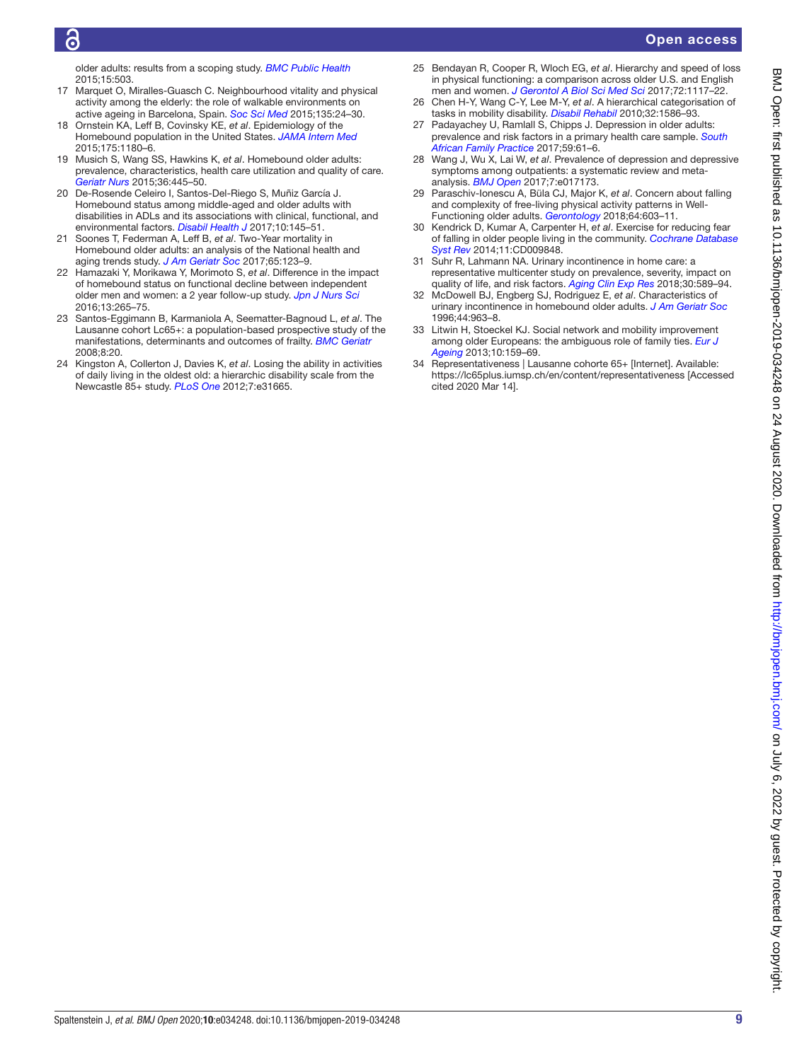older adults: results from a scoping study. *BMC Public Health* 2015;15:503.

17 Marquet O, Miralles-Guasch C. Neighbourhood vitality and physical activity among the elderly: the role of walkable environments on active ageing in Barcelona, Spain. *Soc Sci Med* 2015;135:24–30.

18 Ornstein KA, Leff B, Covinsky KE, *et al*. Epidemiology of the Homebound population in the United States. *JAMA Intern Med* 2015;175:1180–6.

19 Musich S, Wang SS, Hawkins K, *et al*. Homebound older adults: prevalence, characteristics, health care utilization and quality of care. *Geriatr Nurs* 2015;36:445–50.

20 De-Rosende Celeiro I, Santos-Del-Riego S, Muñiz García J. Homebound status among middle-aged and older adults with disabilities in ADLs and its associations with clinical, functional, and environmental factors. *Disabil Health J* 2017;10:145–51.

21 Soones T, Federman A, Leff B, *et al*. Two-Year mortality in Homebound older adults: an analysis of the National health and aging trends study. *J Am Geriatr Soc* 2017;65:123–9.

22 Hamazaki Y, Morikawa Y, Morimoto S, *et al*. Difference in the impact of homebound status on functional decline between independent older men and women: a 2 year follow-up study. *Jpn J Nurs Sci* 2016;13:265–75.

23 Santos-Eggimann B, Karmaniola A, Seematter-Bagnoud L, *et al*. The Lausanne cohort Lc65+: a population-based prospective study of the manifestations, determinants and outcomes of frailty. *BMC Geriatr* 2008;8:20.

24 Kingston A, Collerton J, Davies K, *et al*. Losing the ability in activities of daily living in the oldest old: a hierarchic disability scale from the Newcastle 85+ study. *PLoS One* 2012;7:e31665.

25 Bendayan R, Cooper R, Wloch EG, *et al*. Hierarchy and speed of loss in physical functioning: a comparison across older U.S. and English men and women. *J Gerontol A Biol Sci Med Sci* 2017;72:1117–22.

26 Chen H-Y, Wang C-Y, Lee M-Y, *et al*. A hierarchical categorisation of tasks in mobility disability. *Disabil Rehabil* 2010;32:1586–93.

27 Padayachey U, Ramlall S, Chipps J. Depression in older adults: prevalence and risk factors in a primary health care sample. *South African Family Practice* 2017;59:61–6.

28 Wang J, Wu X, Lai W, *et al*. Prevalence of depression and depressive symptoms among outpatients: a systematic review and meta-analysis. *BMJ Open* 2017;7:e017173.

29 Paraschiv-Ionescu A, Büla CJ, Major K, *et al*. Concern about falling and complexity of free-living physical activity patterns in Well-Functioning older adults. *Gerontology* 2018;64:603–11.

30 Kendrick D, Kumar A, Carpenter H, *et al*. Exercise for reducing fear of falling in older people living in the community. *Cochrane Database Syst Rev* 2014;11:CD009848.

31 Suhr R, Lahmann NA. Urinary incontinence in home care: a representative multicenter study on prevalence, severity, impact on quality of life, and risk factors. *Aging Clin Exp Res* 2018;30:589–94.

32 McDowell BJ, Engberg SJ, Rodriguez E, *et al*. Characteristics of urinary incontinence in homebound older adults. *J Am Geriatr Soc* 1996;44:963–8.

33 Litwin H, Stoeckel KJ. Social network and mobility improvement among older Europeans: the ambiguous role of family ties. *Eur J Ageing* 2013;10:159–69.

34 Representativeness | Lausanne cohorte 65+ [Internet]. Available: https://lc65plus.iumsp.ch/en/content/representativeness [Accessed cited 2020 Mar 14].